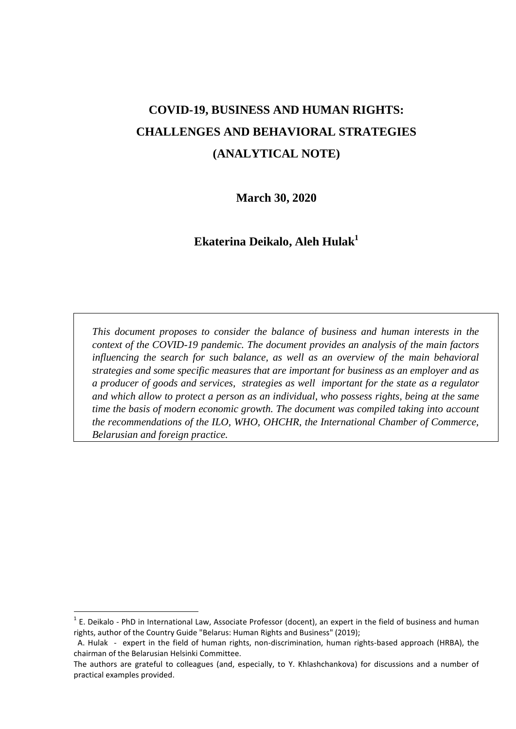# COVID-19, BUSINESS AND HUMAN RIGHTS: CHALLENGES AND BEHAVIORAL STRATEGIES (ANALYTICAL NOTE)

**March 30, 2020**

**Ekaterina Deikalo, Aleh Hulak[1]**

> *This document proposes to consider the balance of business and human interests in the context of the COVID-19 pandemic. The document provides an analysis of the main factors influencing the search for such balance, as well as an overview of the main behavioral strategies and some specific measures that are important for business as an employer and as a producer of goods and services, strategies as well important for the state as a regulator and which allow to protect a person as an individual, who possess rights, being at the same time the basis of modern economic growth. The document was compiled taking into account the recommendations of the ILO, WHO, OHCHR, the International Chamber of Commerce, Belarusian and foreign practice.*

---

[1] E. Deikalo - PhD in International Law, Associate Professor (docent), an expert in the field of business and human rights, author of the Country Guide "Belarus: Human Rights and Business" (2019);
A. Hulak - expert in the field of human rights, non-discrimination, human rights-based approach (HRBA), the chairman of the Belarusian Helsinki Committee.
The authors are grateful to colleagues (and, especially, to Y. Khlashchankova) for discussions and a number of practical examples provided.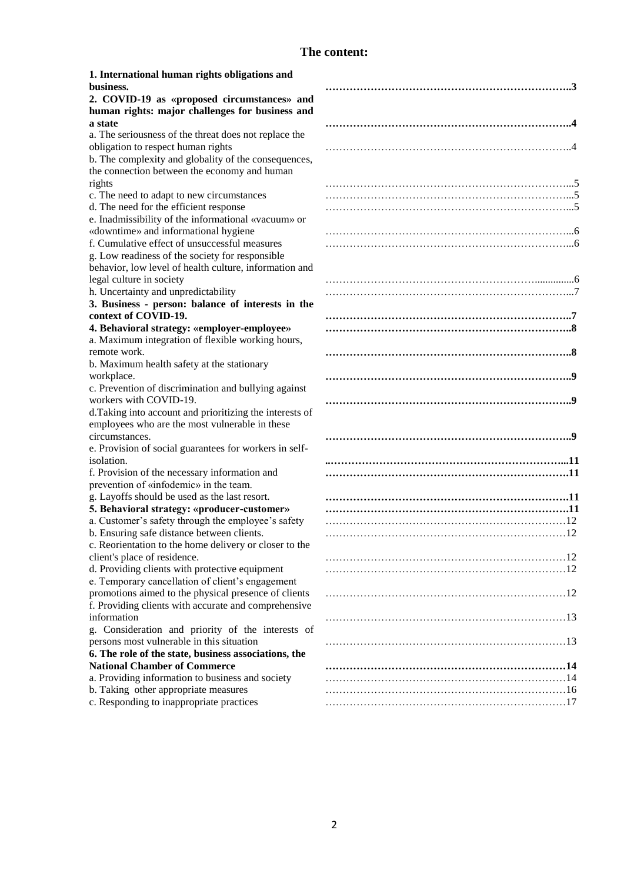# The content:

| | |
|---|---|
| **1. International human rights obligations and business.** | **3** |
| **2. COVID-19 as «proposed circumstances» and human rights: major challenges for business and a state** | **4** |
| a. The seriousness of the threat does not replace the obligation to respect human rights | 4 |
| b. The complexity and globality of the consequences, the connection between the economy and human rights | 5 |
| c. The need to adapt to new circumstances | 5 |
| d. The need for the efficient response | 5 |
| e. Inadmissibility of the informational «vacuum» or «downtime» and informational hygiene | 6 |
| f. Cumulative effect of unsuccessful measures | 6 |
| g. Low readiness of the society for responsible behavior, low level of health culture, information and legal culture in society | 6 |
| h. Uncertainty and unpredictability | 7 |
| **3. Business - person: balance of interests in the context of COVID-19.** | **7** |
| **4. Behavioral strategy: «employer-employee»** | **8** |
| a. Maximum integration of flexible working hours, remote work. | **8** |
| b. Maximum health safety at the stationary workplace. | **9** |
| c. Prevention of discrimination and bullying against workers with COVID-19. | **9** |
| d.Taking into account and prioritizing the interests of employees who are the most vulnerable in these circumstances. | **9** |
| e. Provision of social guarantees for workers in self-isolation. | **11** |
| f. Provision of the necessary information and prevention of «infodemic» in the team. | **11** |
| g. Layoffs should be used as the last resort. | **11** |
| **5. Behavioral strategy: «producer-customer»** | **11** |
| a. Customer's safety through the employee's safety | 12 |
| b. Ensuring safe distance between clients. | 12 |
| c. Reorientation to the home delivery or closer to the client's place of residence. | 12 |
| d. Providing clients with protective equipment | 12 |
| e. Temporary cancellation of client's engagement promotions aimed to the physical presence of clients | 12 |
| f. Providing clients with accurate and comprehensive information | 13 |
| g. Consideration and priority of the interests of persons most vulnerable in this situation | 13 |
| **6. The role of the state, business associations, the National Chamber of Commerce** | **14** |
| a. Providing information to business and society | 14 |
| b. Taking other appropriate measures | 16 |
| c. Responding to inappropriate practices | 17 |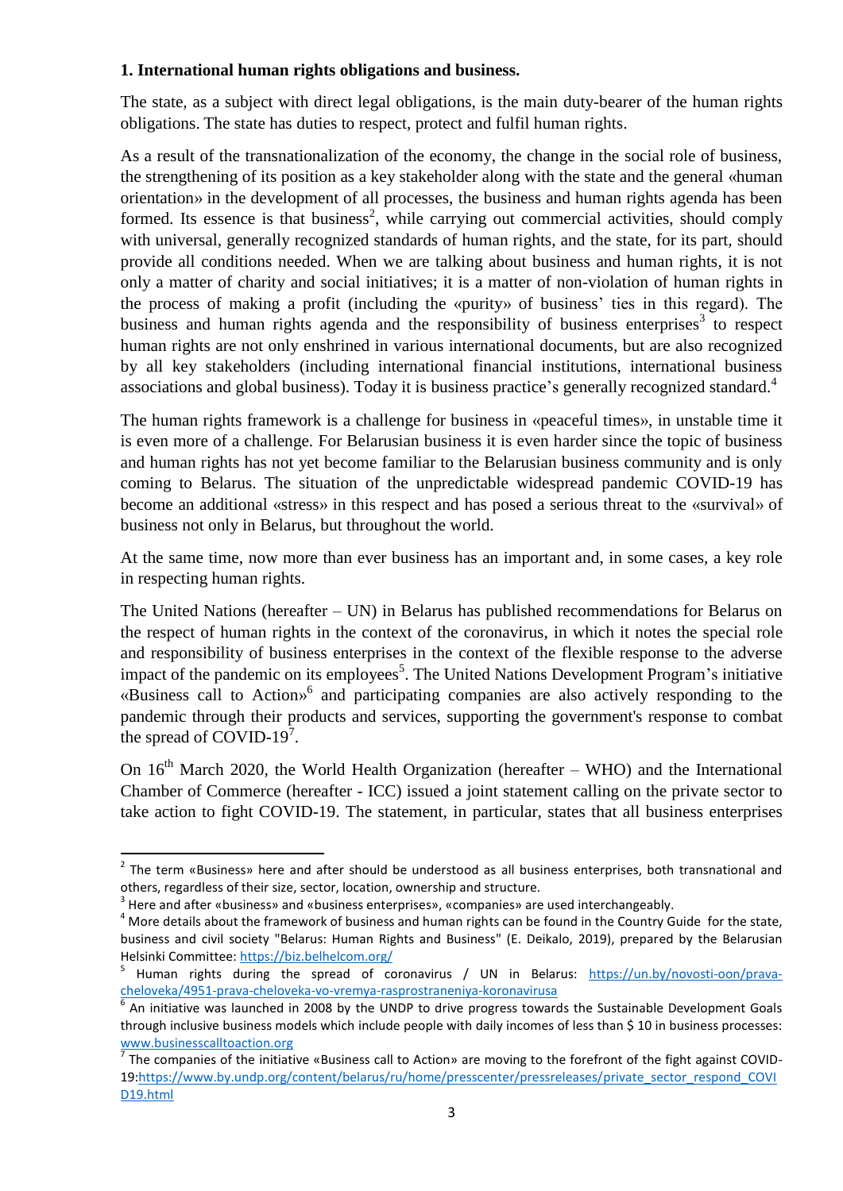**1. International human rights obligations and business.**

The state, as a subject with direct legal obligations, is the main duty-bearer of the human rights obligations. The state has duties to respect, protect and fulfil human rights.

As a result of the transnationalization of the economy, the change in the social role of business, the strengthening of its position as a key stakeholder along with the state and the general «human orientation» in the development of all processes, the business and human rights agenda has been formed. Its essence is that business[2], while carrying out commercial activities, should comply with universal, generally recognized standards of human rights, and the state, for its part, should provide all conditions needed. When we are talking about business and human rights, it is not only a matter of charity and social initiatives; it is a matter of non-violation of human rights in the process of making a profit (including the «purity» of business' ties in this regard). The business and human rights agenda and the responsibility of business enterprises[3] to respect human rights are not only enshrined in various international documents, but are also recognized by all key stakeholders (including international financial institutions, international business associations and global business). Today it is business practice's generally recognized standard.[4]

The human rights framework is a challenge for business in «peaceful times», in unstable time it is even more of a challenge. For Belarusian business it is even harder since the topic of business and human rights has not yet become familiar to the Belarusian business community and is only coming to Belarus. The situation of the unpredictable widespread pandemic COVID-19 has become an additional «stress» in this respect and has posed a serious threat to the «survival» of business not only in Belarus, but throughout the world.

At the same time, now more than ever business has an important and, in some cases, a key role in respecting human rights.

The United Nations (hereafter – UN) in Belarus has published recommendations for Belarus on the respect of human rights in the context of the coronavirus, in which it notes the special role and responsibility of business enterprises in the context of the flexible response to the adverse impact of the pandemic on its employees[5]. The United Nations Development Program's initiative «Business call to Action»[6] and participating companies are also actively responding to the pandemic through their products and services, supporting the government's response to combat the spread of COVID-19[7].

On 16th March 2020, the World Health Organization (hereafter – WHO) and the International Chamber of Commerce (hereafter - ICC) issued a joint statement calling on the private sector to take action to fight COVID-19. The statement, in particular, states that all business enterprises

---

[2] The term «Business» here and after should be understood as all business enterprises, both transnational and others, regardless of their size, sector, location, ownership and structure.

[3] Here and after «business» and «business enterprises», «companies» are used interchangeably.

[4] More details about the framework of business and human rights can be found in the Country Guide for the state, business and civil society "Belarus: Human Rights and Business" (E. Deikalo, 2019), prepared by the Belarusian Helsinki Committee: https://biz.belhelcom.org/

[5] Human rights during the spread of coronavirus / UN in Belarus: https://un.by/novosti-oon/prava-cheloveka/4951-prava-cheloveka-vo-vremya-rasprostraneniya-koronavirusa

[6] An initiative was launched in 2008 by the UNDP to drive progress towards the Sustainable Development Goals through inclusive business models which include people with daily incomes of less than $ 10 in business processes: www.businesscalltoaction.org

[7] The companies of the initiative «Business call to Action» are moving to the forefront of the fight against COVID-19: https://www.by.undp.org/content/belarus/ru/home/presscenter/pressreleases/private_sector_respond_COVID19.html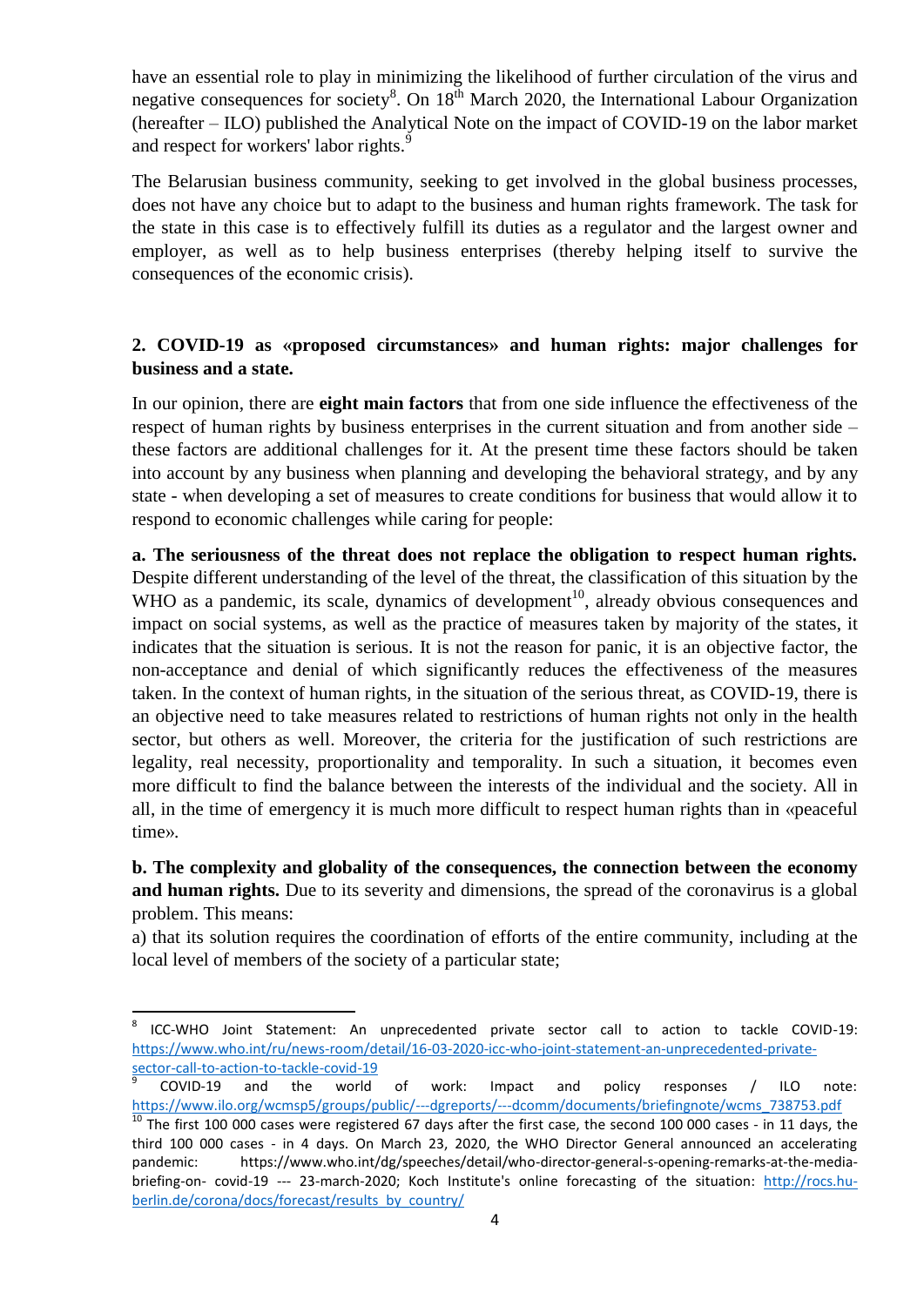have an essential role to play in minimizing the likelihood of further circulation of the virus and negative consequences for society[8]. On 18th March 2020, the International Labour Organization (hereafter – ILO) published the Analytical Note on the impact of COVID-19 on the labor market and respect for workers' labor rights.[9]

The Belarusian business community, seeking to get involved in the global business processes, does not have any choice but to adapt to the business and human rights framework. The task for the state in this case is to effectively fulfill its duties as a regulator and the largest owner and employer, as well as to help business enterprises (thereby helping itself to survive the consequences of the economic crisis).

## 2. COVID-19 as «proposed circumstances» and human rights: major challenges for business and a state.

In our opinion, there are **eight main factors** that from one side influence the effectiveness of the respect of human rights by business enterprises in the current situation and from another side – these factors are additional challenges for it. At the present time these factors should be taken into account by any business when planning and developing the behavioral strategy, and by any state - when developing a set of measures to create conditions for business that would allow it to respond to economic challenges while caring for people:

**a. The seriousness of the threat does not replace the obligation to respect human rights.** Despite different understanding of the level of the threat, the classification of this situation by the WHO as a pandemic, its scale, dynamics of development[10], already obvious consequences and impact on social systems, as well as the practice of measures taken by majority of the states, it indicates that the situation is serious. It is not the reason for panic, it is an objective factor, the non-acceptance and denial of which significantly reduces the effectiveness of the measures taken. In the context of human rights, in the situation of the serious threat, as COVID-19, there is an objective need to take measures related to restrictions of human rights not only in the health sector, but others as well. Moreover, the criteria for the justification of such restrictions are legality, real necessity, proportionality and temporality. In such a situation, it becomes even more difficult to find the balance between the interests of the individual and the society. All in all, in the time of emergency it is much more difficult to respect human rights than in «peaceful time».

**b. The complexity and globality of the consequences, the connection between the economy and human rights.** Due to its severity and dimensions, the spread of the coronavirus is a global problem. This means:

a) that its solution requires the coordination of efforts of the entire community, including at the local level of members of the society of a particular state;

---

[8] ICC-WHO Joint Statement: An unprecedented private sector call to action to tackle COVID-19: https://www.who.int/ru/news-room/detail/16-03-2020-icc-who-joint-statement-an-unprecedented-private-sector-call-to-action-to-tackle-covid-19

[9] COVID-19 and the world of work: Impact and policy responses / ILO note: https://www.ilo.org/wcmsp5/groups/public/---dgreports/---dcomm/documents/briefingnote/wcms_738753.pdf

[10] The first 100 000 cases were registered 67 days after the first case, the second 100 000 cases - in 11 days, the third 100 000 cases - in 4 days. On March 23, 2020, the WHO Director General announced an accelerating pandemic: https://www.who.int/dg/speeches/detail/who-director-general-s-opening-remarks-at-the-media-briefing-on- covid-19 --- 23-march-2020; Koch Institute's online forecasting of the situation: http://rocs.hu-berlin.de/corona/docs/forecast/results_by_country/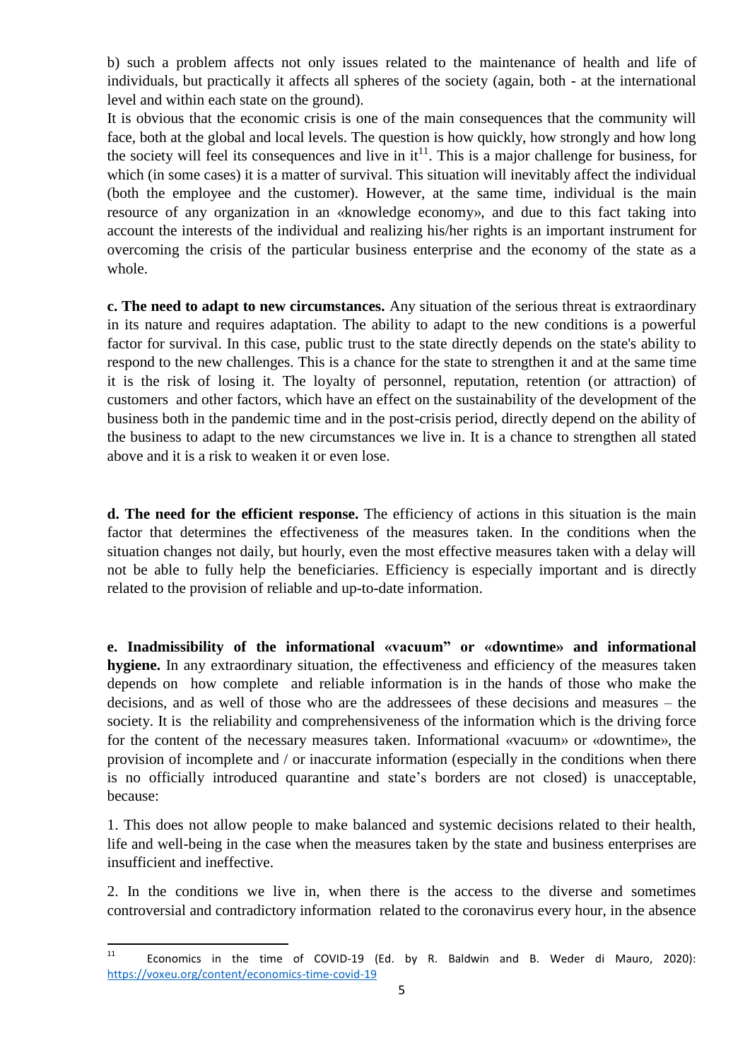b) such a problem affects not only issues related to the maintenance of health and life of individuals, but practically it affects all spheres of the society (again, both - at the international level and within each state on the ground).

It is obvious that the economic crisis is one of the main consequences that the community will face, both at the global and local levels. The question is how quickly, how strongly and how long the society will feel its consequences and live in it[11]. This is a major challenge for business, for which (in some cases) it is a matter of survival. This situation will inevitably affect the individual (both the employee and the customer). However, at the same time, individual is the main resource of any organization in an «knowledge economy», and due to this fact taking into account the interests of the individual and realizing his/her rights is an important instrument for overcoming the crisis of the particular business enterprise and the economy of the state as a whole.

**c. The need to adapt to new circumstances.** Any situation of the serious threat is extraordinary in its nature and requires adaptation. The ability to adapt to the new conditions is a powerful factor for survival. In this case, public trust to the state directly depends on the state's ability to respond to the new challenges. This is a chance for the state to strengthen it and at the same time it is the risk of losing it. The loyalty of personnel, reputation, retention (or attraction) of customers and other factors, which have an effect on the sustainability of the development of the business both in the pandemic time and in the post-crisis period, directly depend on the ability of the business to adapt to the new circumstances we live in. It is a chance to strengthen all stated above and it is a risk to weaken it or even lose.

**d. The need for the efficient response.** The efficiency of actions in this situation is the main factor that determines the effectiveness of the measures taken. In the conditions when the situation changes not daily, but hourly, even the most effective measures taken with a delay will not be able to fully help the beneficiaries. Efficiency is especially important and is directly related to the provision of reliable and up-to-date information.

**e. Inadmissibility of the informational «vacuum" or «downtime» and informational hygiene.** In any extraordinary situation, the effectiveness and efficiency of the measures taken depends on how complete and reliable information is in the hands of those who make the decisions, and as well of those who are the addressees of these decisions and measures – the society. It is the reliability and comprehensiveness of the information which is the driving force for the content of the necessary measures taken. Informational «vacuum» or «downtime», the provision of incomplete and / or inaccurate information (especially in the conditions when there is no officially introduced quarantine and state's borders are not closed) is unacceptable, because:

1. This does not allow people to make balanced and systemic decisions related to their health, life and well-being in the case when the measures taken by the state and business enterprises are insufficient and ineffective.

2. In the conditions we live in, when there is the access to the diverse and sometimes controversial and contradictory information related to the coronavirus every hour, in the absence

---

[11] Economics in the time of COVID-19 (Ed. by R. Baldwin and B. Weder di Mauro, 2020): https://voxeu.org/content/economics-time-covid-19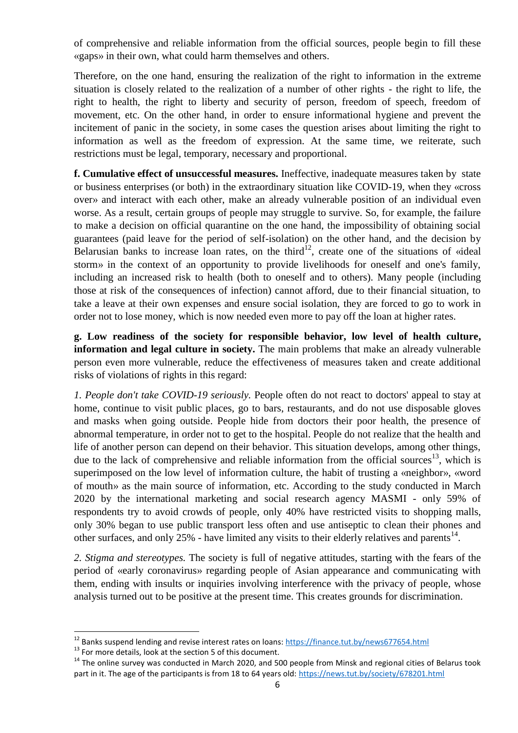of comprehensive and reliable information from the official sources, people begin to fill these «gaps» in their own, what could harm themselves and others.

Therefore, on the one hand, ensuring the realization of the right to information in the extreme situation is closely related to the realization of a number of other rights - the right to life, the right to health, the right to liberty and security of person, freedom of speech, freedom of movement, etc. On the other hand, in order to ensure informational hygiene and prevent the incitement of panic in the society, in some cases the question arises about limiting the right to information as well as the freedom of expression. At the same time, we reiterate, such restrictions must be legal, temporary, necessary and proportional.

**f. Cumulative effect of unsuccessful measures.** Ineffective, inadequate measures taken by state or business enterprises (or both) in the extraordinary situation like COVID-19, when they «cross over» and interact with each other, make an already vulnerable position of an individual even worse. As a result, certain groups of people may struggle to survive. So, for example, the failure to make a decision on official quarantine on the one hand, the impossibility of obtaining social guarantees (paid leave for the period of self-isolation) on the other hand, and the decision by Belarusian banks to increase loan rates, on the third[12], create one of the situations of «ideal storm» in the context of an opportunity to provide livelihoods for oneself and one's family, including an increased risk to health (both to oneself and to others). Many people (including those at risk of the consequences of infection) cannot afford, due to their financial situation, to take a leave at their own expenses and ensure social isolation, they are forced to go to work in order not to lose money, which is now needed even more to pay off the loan at higher rates.

**g. Low readiness of the society for responsible behavior, low level of health culture, information and legal culture in society.** The main problems that make an already vulnerable person even more vulnerable, reduce the effectiveness of measures taken and create additional risks of violations of rights in this regard:

*1. People don't take COVID-19 seriously.* People often do not react to doctors' appeal to stay at home, continue to visit public places, go to bars, restaurants, and do not use disposable gloves and masks when going outside. People hide from doctors their poor health, the presence of abnormal temperature, in order not to get to the hospital. People do not realize that the health and life of another person can depend on their behavior. This situation develops, among other things, due to the lack of comprehensive and reliable information from the official sources[13], which is superimposed on the low level of information culture, the habit of trusting a «neighbor», «word of mouth» as the main source of information, etc. According to the study conducted in March 2020 by the international marketing and social research agency MASMI - only 59% of respondents try to avoid crowds of people, only 40% have restricted visits to shopping malls, only 30% began to use public transport less often and use antiseptic to clean their phones and other surfaces, and only 25% - have limited any visits to their elderly relatives and parents[14].

*2. Stigma and stereotypes.* The society is full of negative attitudes, starting with the fears of the period of «early coronavirus» regarding people of Asian appearance and communicating with them, ending with insults or inquiries involving interference with the privacy of people, whose analysis turned out to be positive at the present time. This creates grounds for discrimination.

---

[12] Banks suspend lending and revise interest rates on loans: https://finance.tut.by/news677654.html

[13] For more details, look at the section 5 of this document.

[14] The online survey was conducted in March 2020, and 500 people from Minsk and regional cities of Belarus took part in it. The age of the participants is from 18 to 64 years old: https://news.tut.by/society/678201.html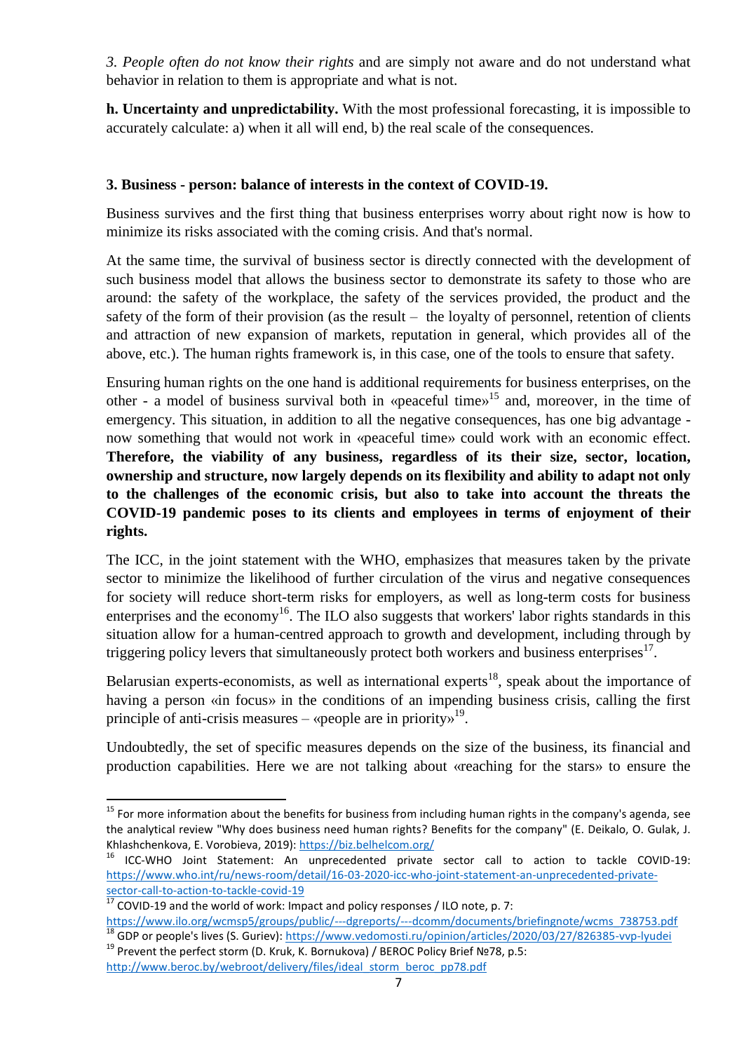*3. People often do not know their rights* and are simply not aware and do not understand what behavior in relation to them is appropriate and what is not.

**h. Uncertainty and unpredictability.** With the most professional forecasting, it is impossible to accurately calculate: a) when it all will end, b) the real scale of the consequences.

### 3. Business - person: balance of interests in the context of COVID-19.

Business survives and the first thing that business enterprises worry about right now is how to minimize its risks associated with the coming crisis. And that's normal.

At the same time, the survival of business sector is directly connected with the development of such business model that allows the business sector to demonstrate its safety to those who are around: the safety of the workplace, the safety of the services provided, the product and the safety of the form of their provision (as the result – the loyalty of personnel, retention of clients and attraction of new expansion of markets, reputation in general, which provides all of the above, etc.). The human rights framework is, in this case, one of the tools to ensure that safety.

Ensuring human rights on the one hand is additional requirements for business enterprises, on the other - a model of business survival both in «peaceful time»[15] and, moreover, in the time of emergency. This situation, in addition to all the negative consequences, has one big advantage - now something that would not work in «peaceful time» could work with an economic effect. **Therefore, the viability of any business, regardless of its their size, sector, location, ownership and structure, now largely depends on its flexibility and ability to adapt not only to the challenges of the economic crisis, but also to take into account the threats the COVID-19 pandemic poses to its clients and employees in terms of enjoyment of their rights.**

The ICC, in the joint statement with the WHO, emphasizes that measures taken by the private sector to minimize the likelihood of further circulation of the virus and negative consequences for society will reduce short-term risks for employers, as well as long-term costs for business enterprises and the economy[16]. The ILO also suggests that workers' labor rights standards in this situation allow for a human-centred approach to growth and development, including through by triggering policy levers that simultaneously protect both workers and business enterprises[17].

Belarusian experts-economists, as well as international experts[18], speak about the importance of having a person «in focus» in the conditions of an impending business crisis, calling the first principle of anti-crisis measures – «people are in priority»[19].

Undoubtedly, the set of specific measures depends on the size of the business, its financial and production capabilities. Here we are not talking about «reaching for the stars» to ensure the

---

[15] For more information about the benefits for business from including human rights in the company's agenda, see the analytical review "Why does business need human rights? Benefits for the company" (E. Deikalo, O. Gulak, J. Khlashchenkova, E. Vorobieva, 2019): https://biz.belhelcom.org/

[16] ICC-WHO Joint Statement: An unprecedented private sector call to action to tackle COVID-19: https://www.who.int/ru/news-room/detail/16-03-2020-icc-who-joint-statement-an-unprecedented-private-sector-call-to-action-to-tackle-covid-19

[17] COVID-19 and the world of work: Impact and policy responses / ILO note, p. 7: https://www.ilo.org/wcmsp5/groups/public/---dgreports/---dcomm/documents/briefingnote/wcms_738753.pdf

[18] GDP or people's lives (S. Guriev): https://www.vedomosti.ru/opinion/articles/2020/03/27/826385-vvp-lyudei

[19] Prevent the perfect storm (D. Kruk, K. Bornukova) / BEROC Policy Brief №78, p.5: http://www.beroc.by/webroot/delivery/files/ideal_storm_beroc_pp78.pdf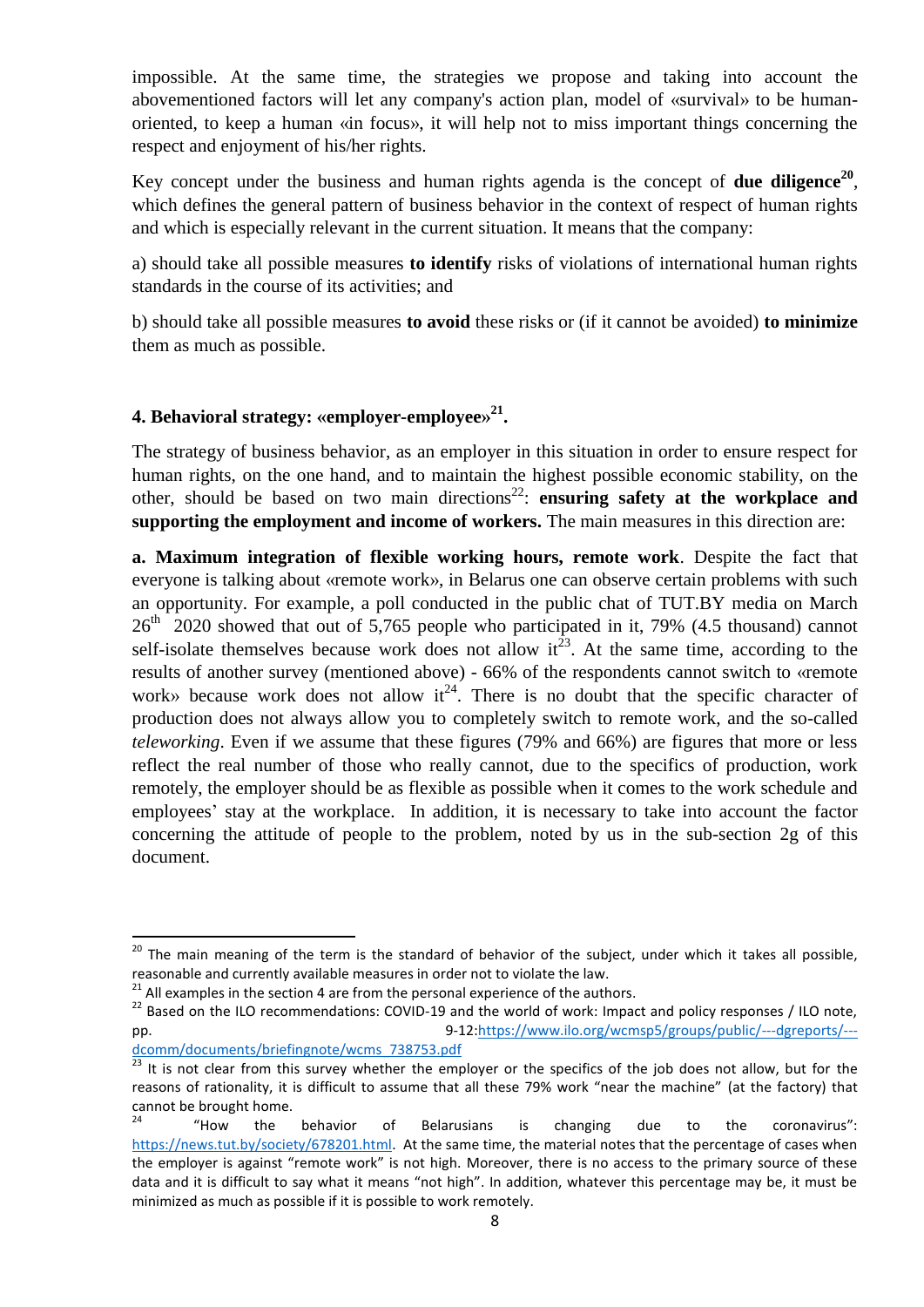impossible. At the same time, the strategies we propose and taking into account the abovementioned factors will let any company's action plan, model of «survival» to be human-oriented, to keep a human «in focus», it will help not to miss important things concerning the respect and enjoyment of his/her rights.

Key concept under the business and human rights agenda is the concept of **due diligence**[20], which defines the general pattern of business behavior in the context of respect of human rights and which is especially relevant in the current situation. It means that the company:

a) should take all possible measures **to identify** risks of violations of international human rights standards in the course of its activities; and

b) should take all possible measures **to avoid** these risks or (if it cannot be avoided) **to minimize** them as much as possible.

## 4. Behavioral strategy: «employer-employee»[21].

The strategy of business behavior, as an employer in this situation in order to ensure respect for human rights, on the one hand, and to maintain the highest possible economic stability, on the other, should be based on two main directions[22]: **ensuring safety at the workplace and supporting the employment and income of workers.** The main measures in this direction are:

**a. Maximum integration of flexible working hours, remote work**. Despite the fact that everyone is talking about «remote work», in Belarus one can observe certain problems with such an opportunity. For example, a poll conducted in the public chat of TUT.BY media on March 26th 2020 showed that out of 5,765 people who participated in it, 79% (4.5 thousand) cannot self-isolate themselves because work does not allow it[23]. At the same time, according to the results of another survey (mentioned above) - 66% of the respondents cannot switch to «remote work» because work does not allow it[24]. There is no doubt that the specific character of production does not always allow you to completely switch to remote work, and the so-called *teleworking*. Even if we assume that these figures (79% and 66%) are figures that more or less reflect the real number of those who really cannot, due to the specifics of production, work remotely, the employer should be as flexible as possible when it comes to the work schedule and employees' stay at the workplace. In addition, it is necessary to take into account the factor concerning the attitude of people to the problem, noted by us in the sub-section 2g of this document.

---

[20] The main meaning of the term is the standard of behavior of the subject, under which it takes all possible, reasonable and currently available measures in order not to violate the law.

[21] All examples in the section 4 are from the personal experience of the authors.

[22] Based on the ILO recommendations: COVID-19 and the world of work: Impact and policy responses / ILO note, pp. 9-12:https://www.ilo.org/wcmsp5/groups/public/---dgreports/---dcomm/documents/briefingnote/wcms_738753.pdf

[23] It is not clear from this survey whether the employer or the specifics of the job does not allow, but for the reasons of rationality, it is difficult to assume that all these 79% work "near the machine" (at the factory) that cannot be brought home.

[24] "How the behavior of Belarusians is changing due to the coronavirus": https://news.tut.by/society/678201.html. At the same time, the material notes that the percentage of cases when the employer is against "remote work" is not high. Moreover, there is no access to the primary source of these data and it is difficult to say what it means "not high". In addition, whatever this percentage may be, it must be minimized as much as possible if it is possible to work remotely.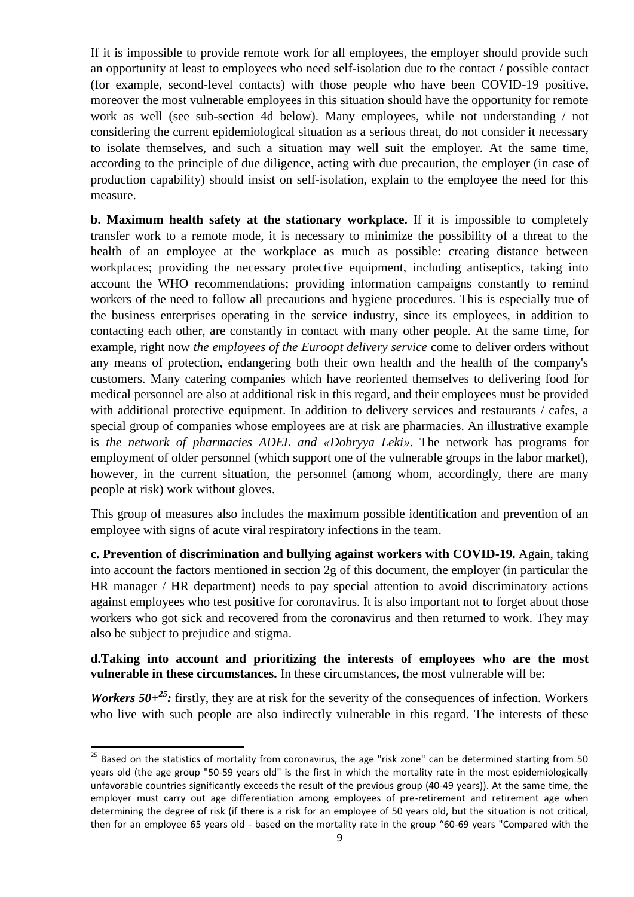If it is impossible to provide remote work for all employees, the employer should provide such an opportunity at least to employees who need self-isolation due to the contact / possible contact (for example, second-level contacts) with those people who have been COVID-19 positive, moreover the most vulnerable employees in this situation should have the opportunity for remote work as well (see sub-section 4d below). Many employees, while not understanding / not considering the current epidemiological situation as a serious threat, do not consider it necessary to isolate themselves, and such a situation may well suit the employer. At the same time, according to the principle of due diligence, acting with due precaution, the employer (in case of production capability) should insist on self-isolation, explain to the employee the need for this measure.

**b. Maximum health safety at the stationary workplace.** If it is impossible to completely transfer work to a remote mode, it is necessary to minimize the possibility of a threat to the health of an employee at the workplace as much as possible: creating distance between workplaces; providing the necessary protective equipment, including antiseptics, taking into account the WHO recommendations; providing information campaigns constantly to remind workers of the need to follow all precautions and hygiene procedures. This is especially true of the business enterprises operating in the service industry, since its employees, in addition to contacting each other, are constantly in contact with many other people. At the same time, for example, right now *the employees of the Euroopt delivery service* come to deliver orders without any means of protection, endangering both their own health and the health of the company's customers. Many catering companies which have reoriented themselves to delivering food for medical personnel are also at additional risk in this regard, and their employees must be provided with additional protective equipment. In addition to delivery services and restaurants / cafes, a special group of companies whose employees are at risk are pharmacies. An illustrative example is *the network of pharmacies ADEL and «Dobryya Leki»*. The network has programs for employment of older personnel (which support one of the vulnerable groups in the labor market), however, in the current situation, the personnel (among whom, accordingly, there are many people at risk) work without gloves.

This group of measures also includes the maximum possible identification and prevention of an employee with signs of acute viral respiratory infections in the team.

**c. Prevention of discrimination and bullying against workers with COVID-19.** Again, taking into account the factors mentioned in section 2g of this document, the employer (in particular the HR manager / HR department) needs to pay special attention to avoid discriminatory actions against employees who test positive for coronavirus. It is also important not to forget about those workers who got sick and recovered from the coronavirus and then returned to work. They may also be subject to prejudice and stigma.

**d.Taking into account and prioritizing the interests of employees who are the most vulnerable in these circumstances.** In these circumstances, the most vulnerable will be:

***Workers 50+[25]:*** firstly, they are at risk for the severity of the consequences of infection. Workers who live with such people are also indirectly vulnerable in this regard. The interests of these

[25] Based on the statistics of mortality from coronavirus, the age "risk zone" can be determined starting from 50 years old (the age group "50-59 years old" is the first in which the mortality rate in the most epidemiologically unfavorable countries significantly exceeds the result of the previous group (40-49 years)). At the same time, the employer must carry out age differentiation among employees of pre-retirement and retirement age when determining the degree of risk (if there is a risk for an employee of 50 years old, but the situation is not critical, then for an employee 65 years old - based on the mortality rate in the group "60-69 years "Compared with the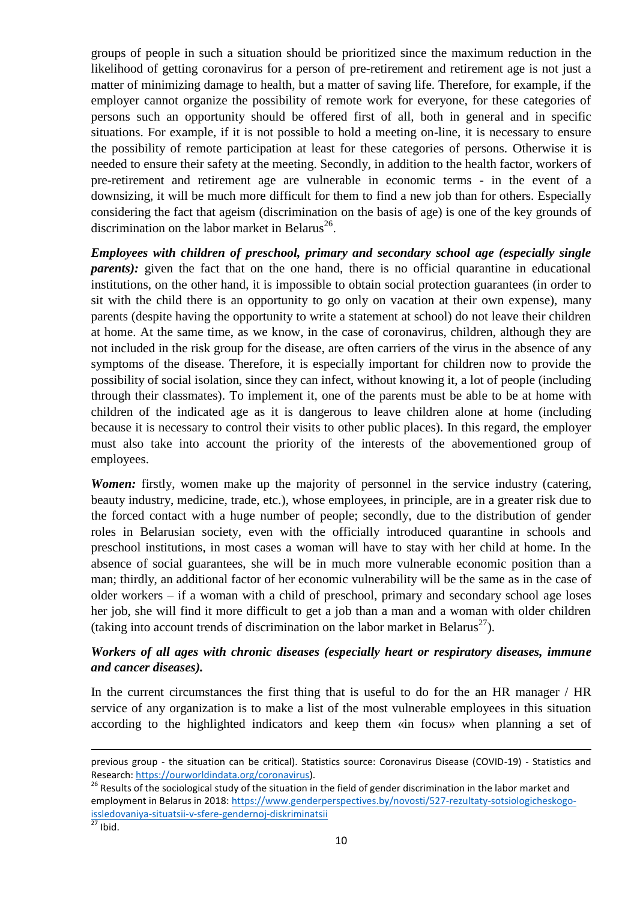groups of people in such a situation should be prioritized since the maximum reduction in the likelihood of getting coronavirus for a person of pre-retirement and retirement age is not just a matter of minimizing damage to health, but a matter of saving life. Therefore, for example, if the employer cannot organize the possibility of remote work for everyone, for these categories of persons such an opportunity should be offered first of all, both in general and in specific situations. For example, if it is not possible to hold a meeting on-line, it is necessary to ensure the possibility of remote participation at least for these categories of persons. Otherwise it is needed to ensure their safety at the meeting. Secondly, in addition to the health factor, workers of pre-retirement and retirement age are vulnerable in economic terms - in the event of a downsizing, it will be much more difficult for them to find a new job than for others. Especially considering the fact that ageism (discrimination on the basis of age) is one of the key grounds of discrimination on the labor market in Belarus[26].

***Employees with children of preschool, primary and secondary school age (especially single parents):*** given the fact that on the one hand, there is no official quarantine in educational institutions, on the other hand, it is impossible to obtain social protection guarantees (in order to sit with the child there is an opportunity to go only on vacation at their own expense), many parents (despite having the opportunity to write a statement at school) do not leave their children at home. At the same time, as we know, in the case of coronavirus, children, although they are not included in the risk group for the disease, are often carriers of the virus in the absence of any symptoms of the disease. Therefore, it is especially important for children now to provide the possibility of social isolation, since they can infect, without knowing it, a lot of people (including through their classmates). To implement it, one of the parents must be able to be at home with children of the indicated age as it is dangerous to leave children alone at home (including because it is necessary to control their visits to other public places). In this regard, the employer must also take into account the priority of the interests of the abovementioned group of employees.

***Women:*** firstly, women make up the majority of personnel in the service industry (catering, beauty industry, medicine, trade, etc.), whose employees, in principle, are in a greater risk due to the forced contact with a huge number of people; secondly, due to the distribution of gender roles in Belarusian society, even with the officially introduced quarantine in schools and preschool institutions, in most cases a woman will have to stay with her child at home. In the absence of social guarantees, she will be in much more vulnerable economic position than a man; thirdly, an additional factor of her economic vulnerability will be the same as in the case of older workers – if a woman with a child of preschool, primary and secondary school age loses her job, she will find it more difficult to get a job than a man and a woman with older children (taking into account trends of discrimination on the labor market in Belarus[27]).

***Workers of all ages with chronic diseases (especially heart or respiratory diseases, immune and cancer diseases).***

In the current circumstances the first thing that is useful to do for the an HR manager / HR service of any organization is to make a list of the most vulnerable employees in this situation according to the highlighted indicators and keep them «in focus» when planning a set of

---

previous group - the situation can be critical). Statistics source: Coronavirus Disease (COVID-19) - Statistics and Research: https://ourworldindata.org/coronavirus).

[26] Results of the sociological study of the situation in the field of gender discrimination in the labor market and employment in Belarus in 2018: https://www.genderperspectives.by/novosti/527-rezultaty-sotsiologicheskogo-issledovaniya-situatsii-v-sfere-gendernoj-diskriminatsii

[27] Ibid.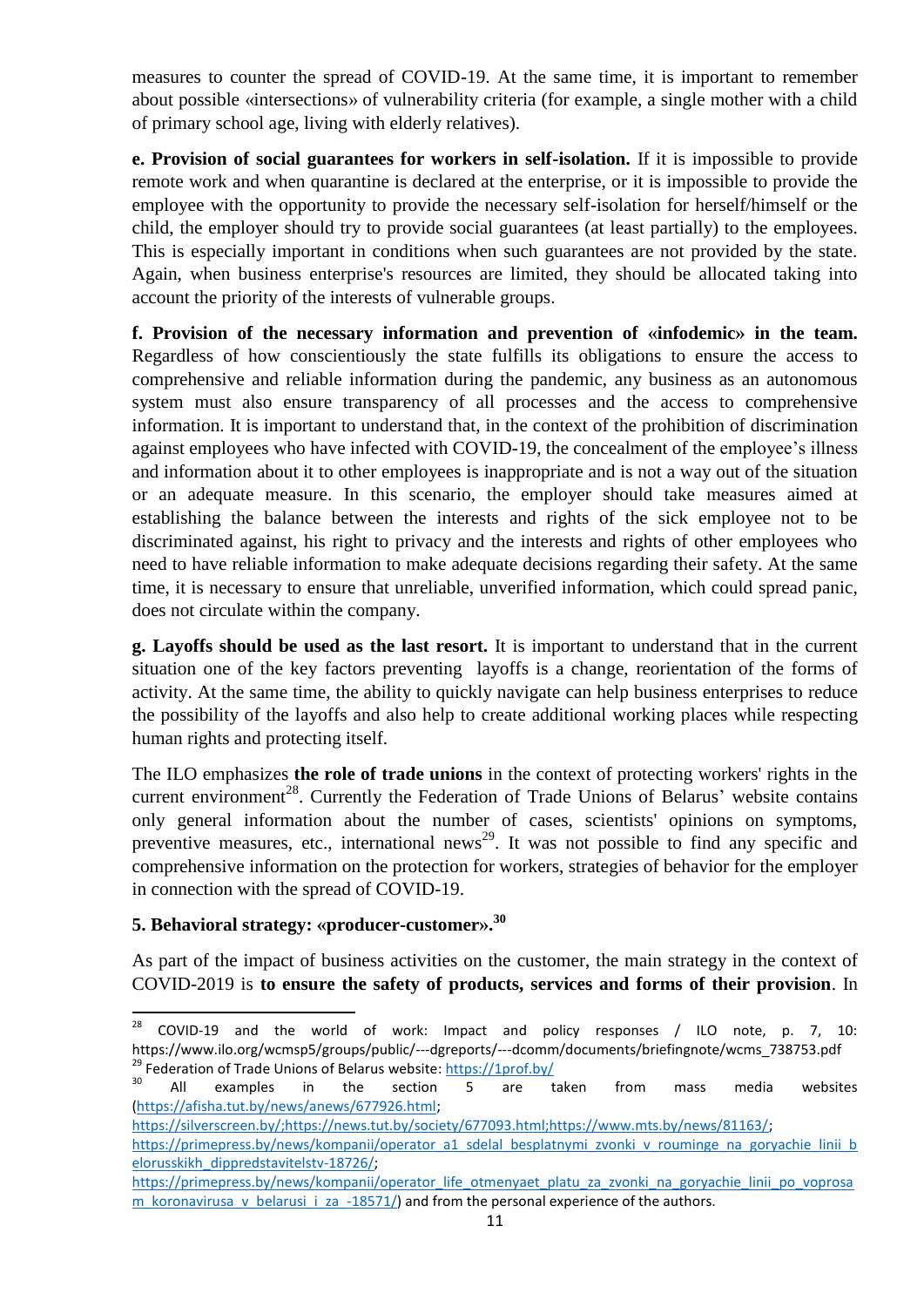measures to counter the spread of COVID-19. At the same time, it is important to remember about possible «intersections» of vulnerability criteria (for example, a single mother with a child of primary school age, living with elderly relatives).

**e. Provision of social guarantees for workers in self-isolation.** If it is impossible to provide remote work and when quarantine is declared at the enterprise, or it is impossible to provide the employee with the opportunity to provide the necessary self-isolation for herself/himself or the child, the employer should try to provide social guarantees (at least partially) to the employees. This is especially important in conditions when such guarantees are not provided by the state. Again, when business enterprise's resources are limited, they should be allocated taking into account the priority of the interests of vulnerable groups.

**f. Provision of the necessary information and prevention of «infodemic» in the team.** Regardless of how conscientiously the state fulfills its obligations to ensure the access to comprehensive and reliable information during the pandemic, any business as an autonomous system must also ensure transparency of all processes and the access to comprehensive information. It is important to understand that, in the context of the prohibition of discrimination against employees who have infected with COVID-19, the concealment of the employee's illness and information about it to other employees is inappropriate and is not a way out of the situation or an adequate measure. In this scenario, the employer should take measures aimed at establishing the balance between the interests and rights of the sick employee not to be discriminated against, his right to privacy and the interests and rights of other employees who need to have reliable information to make adequate decisions regarding their safety. At the same time, it is necessary to ensure that unreliable, unverified information, which could spread panic, does not circulate within the company.

**g. Layoffs should be used as the last resort.** It is important to understand that in the current situation one of the key factors preventing layoffs is a change, reorientation of the forms of activity. At the same time, the ability to quickly navigate can help business enterprises to reduce the possibility of the layoffs and also help to create additional working places while respecting human rights and protecting itself.

The ILO emphasizes **the role of trade unions** in the context of protecting workers' rights in the current environment[28]. Currently the Federation of Trade Unions of Belarus' website contains only general information about the number of cases, scientists' opinions on symptoms, preventive measures, etc., international news[29]. It was not possible to find any specific and comprehensive information on the protection for workers, strategies of behavior for the employer in connection with the spread of COVID-19.

## 5. Behavioral strategy: «producer-customer».[30]

As part of the impact of business activities on the customer, the main strategy in the context of COVID-2019 is **to ensure the safety of products, services and forms of their provision**. In

---

[28] COVID-19 and the world of work: Impact and policy responses / ILO note, p. 7, 10: https://www.ilo.org/wcmsp5/groups/public/---dgreports/---dcomm/documents/briefingnote/wcms_738753.pdf

[29] Federation of Trade Unions of Belarus website: https://1prof.by/

[30] All examples in the section 5 are taken from mass media websites (https://afisha.tut.by/news/anews/677926.html; https://silverscreen.by/;https://news.tut.by/society/677093.html;https://www.mts.by/news/81163/; https://primepress.by/news/kompanii/operator_a1_sdelal_besplatnymi_zvonki_v_rouminge_na_goryachie_linii_belorusskikh_dippredstavitelstv-18726/; https://primepress.by/news/kompanii/operator_life_otmenyaet_platu_za_zvonki_na_goryachie_linii_po_voprosam_koronavirusa_v_belarusi_i_za_-18571/) and from the personal experience of the authors.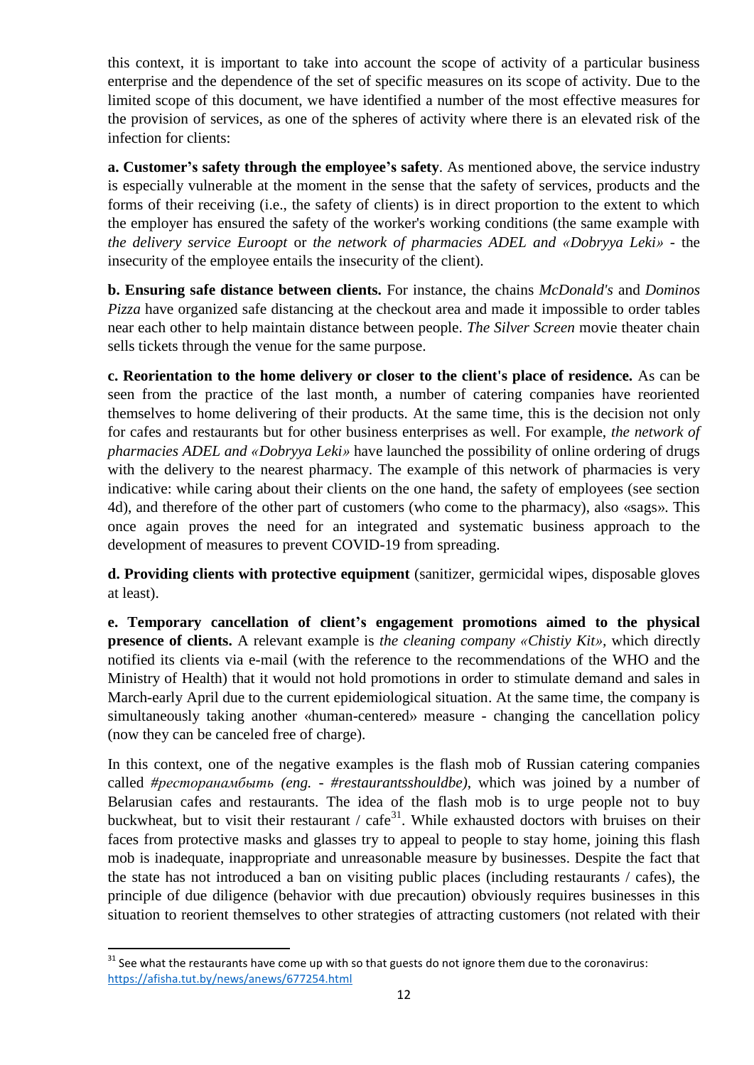this context, it is important to take into account the scope of activity of a particular business enterprise and the dependence of the set of specific measures on its scope of activity. Due to the limited scope of this document, we have identified a number of the most effective measures for the provision of services, as one of the spheres of activity where there is an elevated risk of the infection for clients:

**a. Customer's safety through the employee's safety**. As mentioned above, the service industry is especially vulnerable at the moment in the sense that the safety of services, products and the forms of their receiving (i.e., the safety of clients) is in direct proportion to the extent to which the employer has ensured the safety of the worker's working conditions (the same example with *the delivery service Euroopt* or *the network of pharmacies ADEL and «Dobryya Leki»* - the insecurity of the employee entails the insecurity of the client).

**b. Ensuring safe distance between clients.** For instance, the chains *McDonald's* and *Dominos Pizza* have organized safe distancing at the checkout area and made it impossible to order tables near each other to help maintain distance between people. *The Silver Screen* movie theater chain sells tickets through the venue for the same purpose.

**c. Reorientation to the home delivery or closer to the client's place of residence.** As can be seen from the practice of the last month, a number of catering companies have reoriented themselves to home delivering of their products. At the same time, this is the decision not only for cafes and restaurants but for other business enterprises as well. For example, *the network of pharmacies ADEL and «Dobryya Leki»* have launched the possibility of online ordering of drugs with the delivery to the nearest pharmacy. The example of this network of pharmacies is very indicative: while caring about their clients on the one hand, the safety of employees (see section 4d), and therefore of the other part of customers (who come to the pharmacy), also «sags». This once again proves the need for an integrated and systematic business approach to the development of measures to prevent COVID-19 from spreading.

**d. Providing clients with protective equipment** (sanitizer, germicidal wipes, disposable gloves at least).

**e. Temporary cancellation of client's engagement promotions aimed to the physical presence of clients.** A relevant example is *the cleaning company «Chistiy Kit»*, which directly notified its clients via e-mail (with the reference to the recommendations of the WHO and the Ministry of Health) that it would not hold promotions in order to stimulate demand and sales in March-early April due to the current epidemiological situation. At the same time, the company is simultaneously taking another «human-centered» measure - changing the cancellation policy (now they can be canceled free of charge).

In this context, one of the negative examples is the flash mob of Russian catering companies called *#ресторанамбыть (eng. - #restaurantsshouldbe)*, which was joined by a number of Belarusian cafes and restaurants. The idea of the flash mob is to urge people not to buy buckwheat, but to visit their restaurant / cafe[31]. While exhausted doctors with bruises on their faces from protective masks and glasses try to appeal to people to stay home, joining this flash mob is inadequate, inappropriate and unreasonable measure by businesses. Despite the fact that the state has not introduced a ban on visiting public places (including restaurants / cafes), the principle of due diligence (behavior with due precaution) obviously requires businesses in this situation to reorient themselves to other strategies of attracting customers (not related with their

[31] See what the restaurants have come up with so that guests do not ignore them due to the coronavirus: https://afisha.tut.by/news/anews/677254.html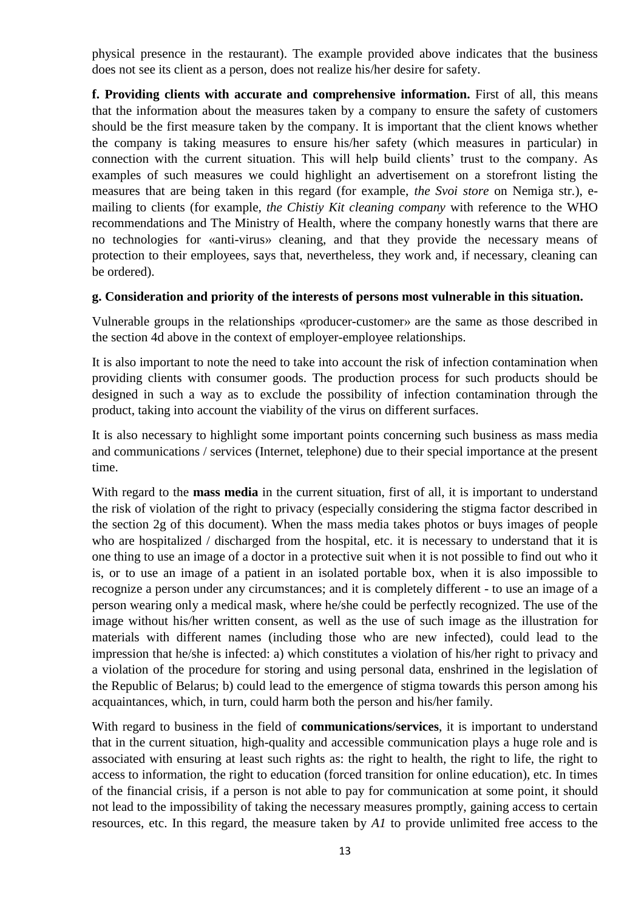physical presence in the restaurant). The example provided above indicates that the business does not see its client as a person, does not realize his/her desire for safety.

**f. Providing clients with accurate and comprehensive information.** First of all, this means that the information about the measures taken by a company to ensure the safety of customers should be the first measure taken by the company. It is important that the client knows whether the company is taking measures to ensure his/her safety (which measures in particular) in connection with the current situation. This will help build clients' trust to the company. As examples of such measures we could highlight an advertisement on a storefront listing the measures that are being taken in this regard (for example, *the Svoi store* on Nemiga str.), e-mailing to clients (for example, *the Chistiy Kit cleaning company* with reference to the WHO recommendations and The Ministry of Health, where the company honestly warns that there are no technologies for «anti-virus» cleaning, and that they provide the necessary means of protection to their employees, says that, nevertheless, they work and, if necessary, cleaning can be ordered).

**g. Consideration and priority of the interests of persons most vulnerable in this situation.**

Vulnerable groups in the relationships «producer-customer» are the same as those described in the section 4d above in the context of employer-employee relationships.

It is also important to note the need to take into account the risk of infection contamination when providing clients with consumer goods. The production process for such products should be designed in such a way as to exclude the possibility of infection contamination through the product, taking into account the viability of the virus on different surfaces.

It is also necessary to highlight some important points concerning such business as mass media and communications / services (Internet, telephone) due to their special importance at the present time.

With regard to the **mass media** in the current situation, first of all, it is important to understand the risk of violation of the right to privacy (especially considering the stigma factor described in the section 2g of this document). When the mass media takes photos or buys images of people who are hospitalized / discharged from the hospital, etc. it is necessary to understand that it is one thing to use an image of a doctor in a protective suit when it is not possible to find out who it is, or to use an image of a patient in an isolated portable box, when it is also impossible to recognize a person under any circumstances; and it is completely different - to use an image of a person wearing only a medical mask, where he/she could be perfectly recognized. The use of the image without his/her written consent, as well as the use of such image as the illustration for materials with different names (including those who are new infected), could lead to the impression that he/she is infected: a) which constitutes a violation of his/her right to privacy and a violation of the procedure for storing and using personal data, enshrined in the legislation of the Republic of Belarus; b) could lead to the emergence of stigma towards this person among his acquaintances, which, in turn, could harm both the person and his/her family.

With regard to business in the field of **communications/services**, it is important to understand that in the current situation, high-quality and accessible communication plays a huge role and is associated with ensuring at least such rights as: the right to health, the right to life, the right to access to information, the right to education (forced transition for online education), etc. In times of the financial crisis, if a person is not able to pay for communication at some point, it should not lead to the impossibility of taking the necessary measures promptly, gaining access to certain resources, etc. In this regard, the measure taken by *A1* to provide unlimited free access to the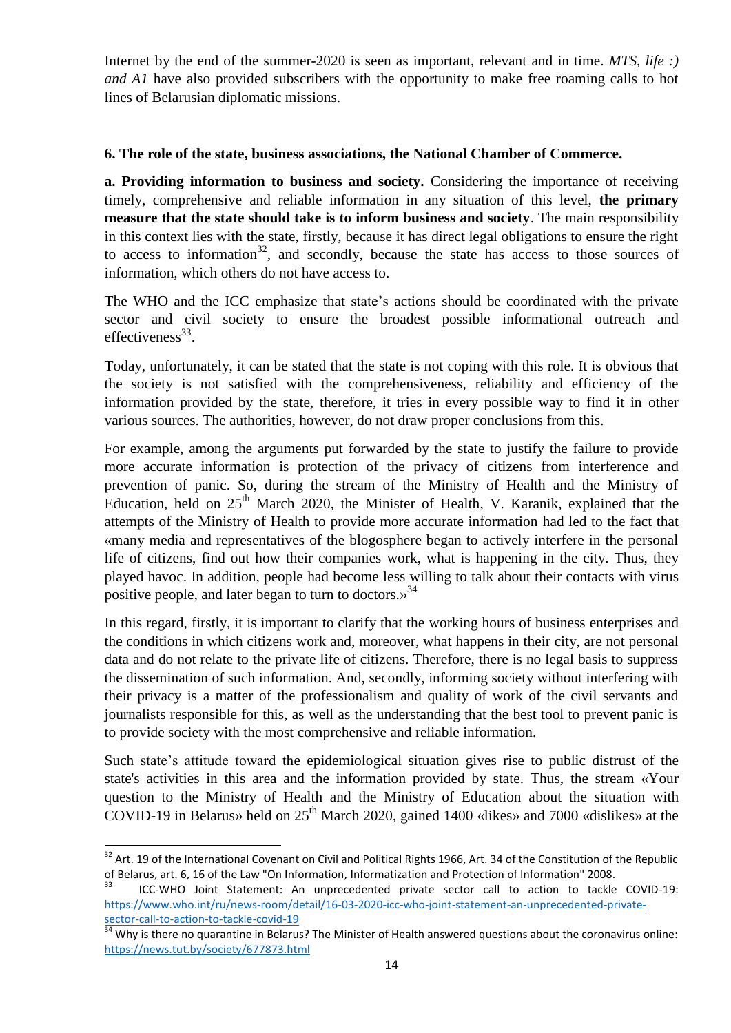Internet by the end of the summer-2020 is seen as important, relevant and in time. *MTS, life :) and A1* have also provided subscribers with the opportunity to make free roaming calls to hot lines of Belarusian diplomatic missions.

### 6. The role of the state, business associations, the National Chamber of Commerce.

**a. Providing information to business and society.** Considering the importance of receiving timely, comprehensive and reliable information in any situation of this level, **the primary measure that the state should take is to inform business and society**. The main responsibility in this context lies with the state, firstly, because it has direct legal obligations to ensure the right to access to information[32], and secondly, because the state has access to those sources of information, which others do not have access to.

The WHO and the ICC emphasize that state's actions should be coordinated with the private sector and civil society to ensure the broadest possible informational outreach and effectiveness[33].

Today, unfortunately, it can be stated that the state is not coping with this role. It is obvious that the society is not satisfied with the comprehensiveness, reliability and efficiency of the information provided by the state, therefore, it tries in every possible way to find it in other various sources. The authorities, however, do not draw proper conclusions from this.

For example, among the arguments put forwarded by the state to justify the failure to provide more accurate information is protection of the privacy of citizens from interference and prevention of panic. So, during the stream of the Ministry of Health and the Ministry of Education, held on 25th March 2020, the Minister of Health, V. Karanik, explained that the attempts of the Ministry of Health to provide more accurate information had led to the fact that «many media and representatives of the blogosphere began to actively interfere in the personal life of citizens, find out how their companies work, what is happening in the city. Thus, they played havoc. In addition, people had become less willing to talk about their contacts with virus positive people, and later began to turn to doctors.»[34]

In this regard, firstly, it is important to clarify that the working hours of business enterprises and the conditions in which citizens work and, moreover, what happens in their city, are not personal data and do not relate to the private life of citizens. Therefore, there is no legal basis to suppress the dissemination of such information. And, secondly, informing society without interfering with their privacy is a matter of the professionalism and quality of work of the civil servants and journalists responsible for this, as well as the understanding that the best tool to prevent panic is to provide society with the most comprehensive and reliable information.

Such state's attitude toward the epidemiological situation gives rise to public distrust of the state's activities in this area and the information provided by state. Thus, the stream «Your question to the Ministry of Health and the Ministry of Education about the situation with COVID-19 in Belarus» held on 25th March 2020, gained 1400 «likes» and 7000 «dislikes» at the

---

[32] Art. 19 of the International Covenant on Civil and Political Rights 1966, Art. 34 of the Constitution of the Republic of Belarus, art. 6, 16 of the Law "On Information, Informatization and Protection of Information" 2008.

[33] ICC-WHO Joint Statement: An unprecedented private sector call to action to tackle COVID-19: https://www.who.int/ru/news-room/detail/16-03-2020-icc-who-joint-statement-an-unprecedented-private-sector-call-to-action-to-tackle-covid-19

[34] Why is there no quarantine in Belarus? The Minister of Health answered questions about the coronavirus online: https://news.tut.by/society/677873.html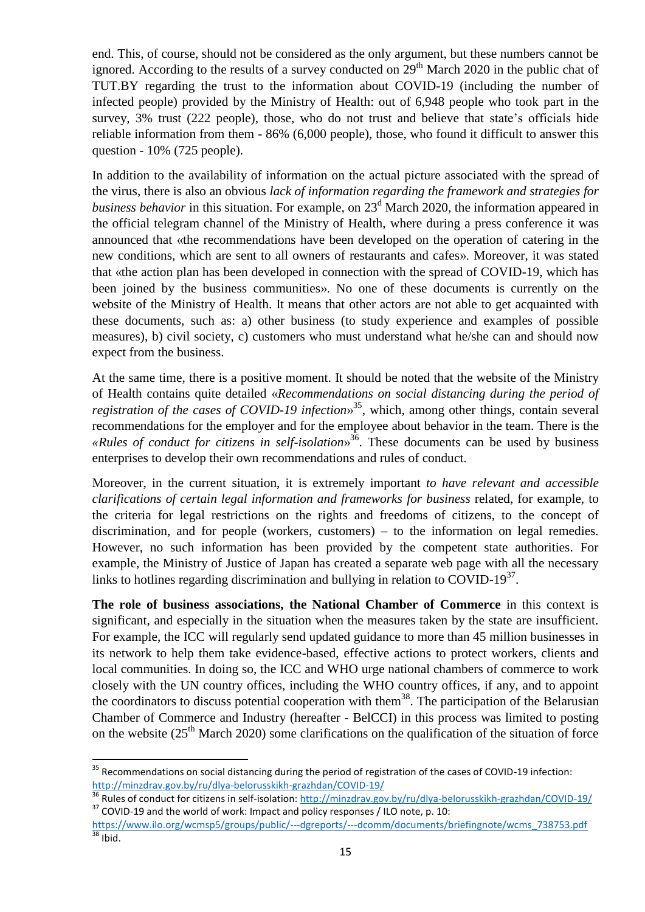end. This, of course, should not be considered as the only argument, but these numbers cannot be ignored. According to the results of a survey conducted on 29th March 2020 in the public chat of TUT.BY regarding the trust to the information about COVID-19 (including the number of infected people) provided by the Ministry of Health: out of 6,948 people who took part in the survey, 3% trust (222 people), those, who do not trust and believe that state's officials hide reliable information from them - 86% (6,000 people), those, who found it difficult to answer this question - 10% (725 people).

In addition to the availability of information on the actual picture associated with the spread of the virus, there is also an obvious *lack of information regarding the framework and strategies for business behavior* in this situation. For example, on 23d March 2020, the information appeared in the official telegram channel of the Ministry of Health, where during a press conference it was announced that «the recommendations have been developed on the operation of catering in the new conditions, which are sent to all owners of restaurants and cafes». Moreover, it was stated that «the action plan has been developed in connection with the spread of COVID-19, which has been joined by the business communities». No one of these documents is currently on the website of the Ministry of Health. It means that other actors are not able to get acquainted with these documents, such as: a) other business (to study experience and examples of possible measures), b) civil society, c) customers who must understand what he/she can and should now expect from the business.

At the same time, there is a positive moment. It should be noted that the website of the Ministry of Health contains quite detailed «*Recommendations on social distancing during the period of registration of the cases of COVID-19 infection*»[35], which, among other things, contain several recommendations for the employer and for the employee about behavior in the team. There is the *«Rules of conduct for citizens in self-isolation»*[36]. These documents can be used by business enterprises to develop their own recommendations and rules of conduct.

Moreover, in the current situation, it is extremely important *to have relevant and accessible clarifications of certain legal information and frameworks for business* related, for example, to the criteria for legal restrictions on the rights and freedoms of citizens, to the concept of discrimination, and for people (workers, customers) – to the information on legal remedies. However, no such information has been provided by the competent state authorities. For example, the Ministry of Justice of Japan has created a separate web page with all the necessary links to hotlines regarding discrimination and bullying in relation to COVID-19[37].

**The role of business associations, the National Chamber of Commerce** in this context is significant, and especially in the situation when the measures taken by the state are insufficient. For example, the ICC will regularly send updated guidance to more than 45 million businesses in its network to help them take evidence-based, effective actions to protect workers, clients and local communities. In doing so, the ICC and WHO urge national chambers of commerce to work closely with the UN country offices, including the WHO country offices, if any, and to appoint the coordinators to discuss potential cooperation with them[38]. The participation of the Belarusian Chamber of Commerce and Industry (hereafter - BelCCI) in this process was limited to posting on the website (25th March 2020) some clarifications on the qualification of the situation of force

---

[35] Recommendations on social distancing during the period of registration of the cases of COVID-19 infection: http://minzdrav.gov.by/ru/dlya-belorusskikh-grazhdan/COVID-19/

[36] Rules of conduct for citizens in self-isolation: http://minzdrav.gov.by/ru/dlya-belorusskikh-grazhdan/COVID-19/

[37] COVID-19 and the world of work: Impact and policy responses / ILO note, p. 10: https://www.ilo.org/wcmsp5/groups/public/---dgreports/---dcomm/documents/briefingnote/wcms_738753.pdf

[38] Ibid.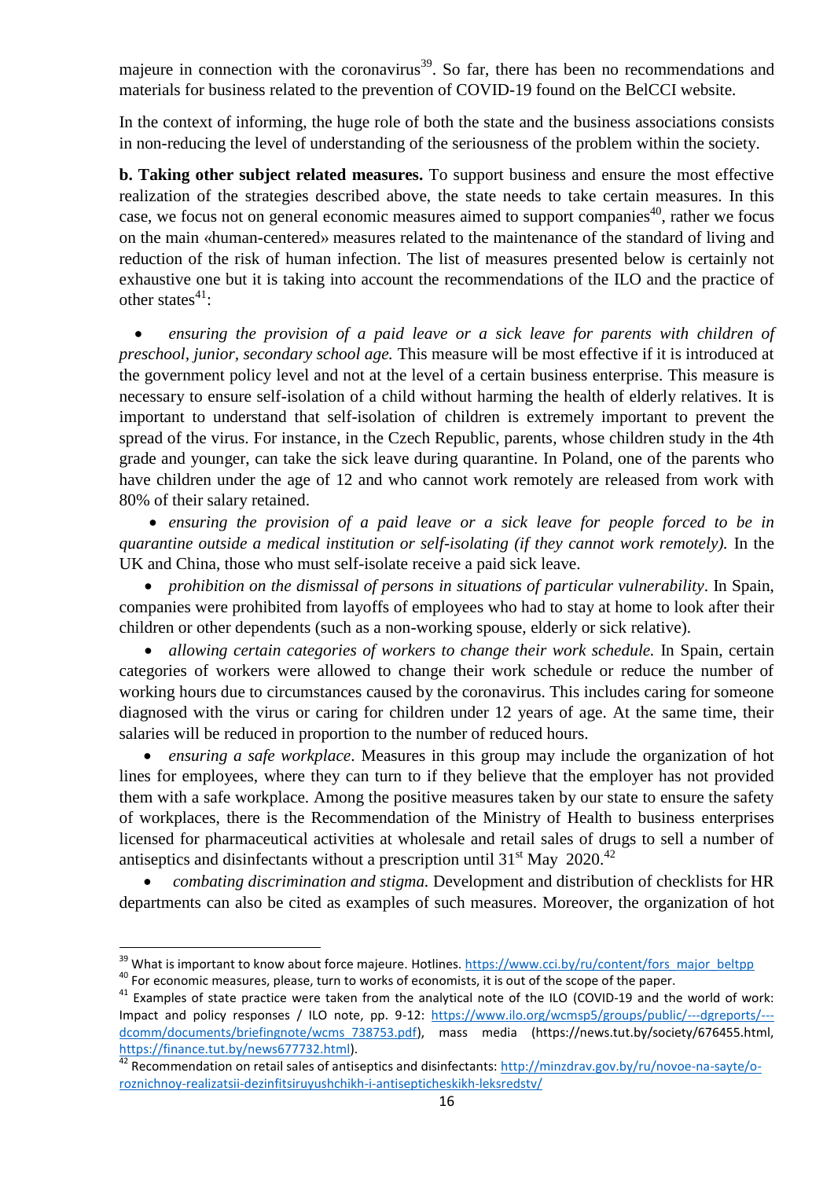majeure in connection with the coronavirus[39]. So far, there has been no recommendations and materials for business related to the prevention of COVID-19 found on the BelCCI website.

In the context of informing, the huge role of both the state and the business associations consists in non-reducing the level of understanding of the seriousness of the problem within the society.

**b. Taking other subject related measures.** To support business and ensure the most effective realization of the strategies described above, the state needs to take certain measures. In this case, we focus not on general economic measures aimed to support companies[40], rather we focus on the main «human-centered» measures related to the maintenance of the standard of living and reduction of the risk of human infection. The list of measures presented below is certainly not exhaustive one but it is taking into account the recommendations of the ILO and the practice of other states[41]:

- *ensuring the provision of a paid leave or a sick leave for parents with children of preschool, junior, secondary school age.* This measure will be most effective if it is introduced at the government policy level and not at the level of a certain business enterprise. This measure is necessary to ensure self-isolation of a child without harming the health of elderly relatives. It is important to understand that self-isolation of children is extremely important to prevent the spread of the virus. For instance, in the Czech Republic, parents, whose children study in the 4th grade and younger, can take the sick leave during quarantine. In Poland, one of the parents who have children under the age of 12 and who cannot work remotely are released from work with 80% of their salary retained.
- *ensuring the provision of a paid leave or a sick leave for people forced to be in quarantine outside a medical institution or self-isolating (if they cannot work remotely).* In the UK and China, those who must self-isolate receive a paid sick leave.
- *prohibition on the dismissal of persons in situations of particular vulnerability*. In Spain, companies were prohibited from layoffs of employees who had to stay at home to look after their children or other dependents (such as a non-working spouse, elderly or sick relative).
- *allowing certain categories of workers to change their work schedule.* In Spain, certain categories of workers were allowed to change their work schedule or reduce the number of working hours due to circumstances caused by the coronavirus. This includes caring for someone diagnosed with the virus or caring for children under 12 years of age. At the same time, their salaries will be reduced in proportion to the number of reduced hours.
- *ensuring a safe workplace*. Measures in this group may include the organization of hot lines for employees, where they can turn to if they believe that the employer has not provided them with a safe workplace. Among the positive measures taken by our state to ensure the safety of workplaces, there is the Recommendation of the Ministry of Health to business enterprises licensed for pharmaceutical activities at wholesale and retail sales of drugs to sell a number of antiseptics and disinfectants without a prescription until 31st May 2020.[42]
- *combating discrimination and stigma.* Development and distribution of checklists for HR departments can also be cited as examples of such measures. Moreover, the organization of hot

---

[39] What is important to know about force majeure. Hotlines. https://www.cci.by/ru/content/fors_major_beltpp

[40] For economic measures, please, turn to works of economists, it is out of the scope of the paper.

[41] Examples of state practice were taken from the analytical note of the ILO (COVID-19 and the world of work: Impact and policy responses / ILO note, pp. 9-12: https://www.ilo.org/wcmsp5/groups/public/---dgreports/---dcomm/documents/briefingnote/wcms_738753.pdf), mass media (https://news.tut.by/society/676455.html, https://finance.tut.by/news677732.html).

[42] Recommendation on retail sales of antiseptics and disinfectants: http://minzdrav.gov.by/ru/novoe-na-sayte/o-roznichnoy-realizatsii-dezinfitsiruyushchikh-i-antisepticheskikh-leksredstv/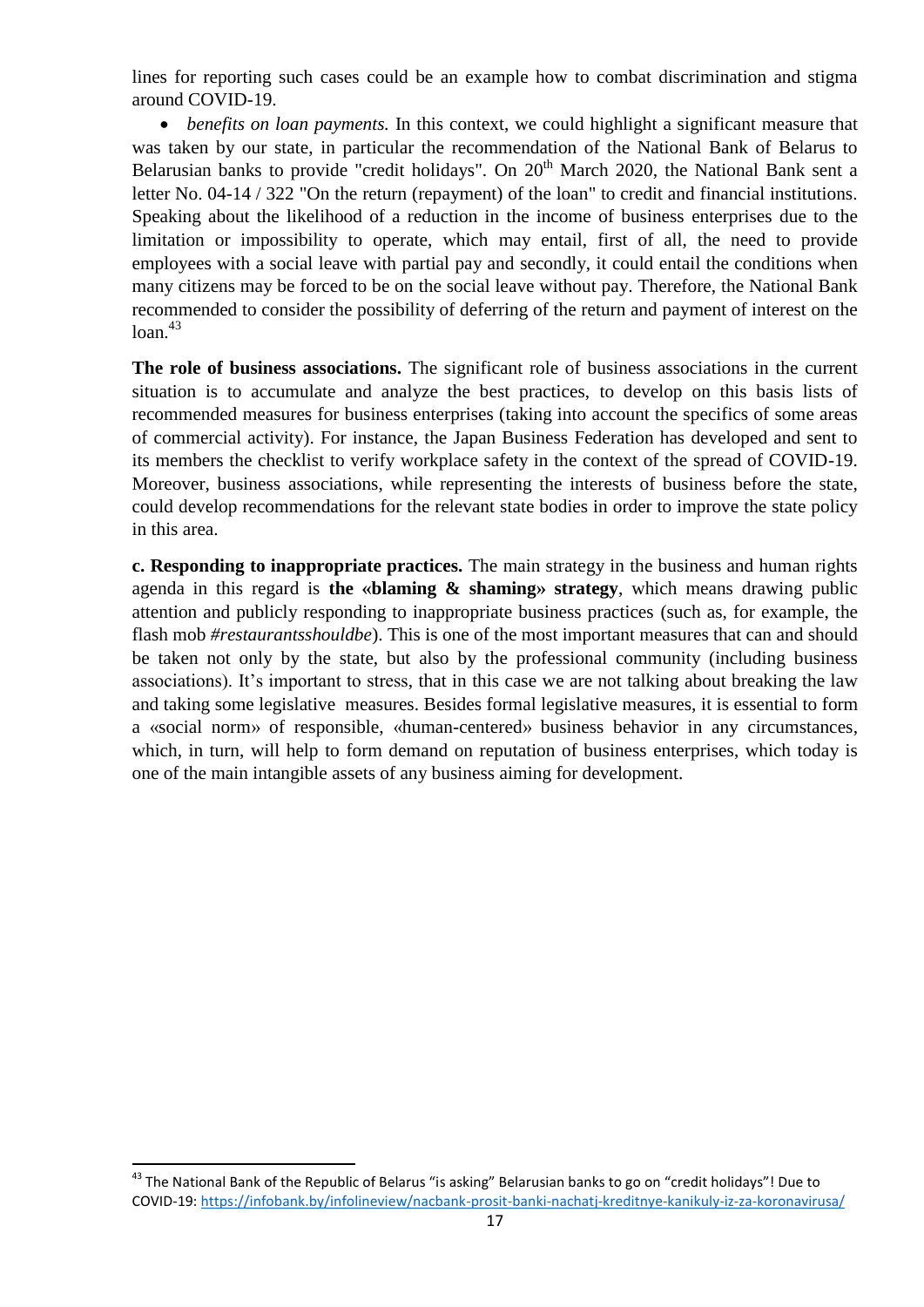lines for reporting such cases could be an example how to combat discrimination and stigma around COVID-19.

- *benefits on loan payments.* In this context, we could highlight a significant measure that was taken by our state, in particular the recommendation of the National Bank of Belarus to Belarusian banks to provide "credit holidays". On 20th March 2020, the National Bank sent a letter No. 04-14 / 322 "On the return (repayment) of the loan" to credit and financial institutions. Speaking about the likelihood of a reduction in the income of business enterprises due to the limitation or impossibility to operate, which may entail, first of all, the need to provide employees with a social leave with partial pay and secondly, it could entail the conditions when many citizens may be forced to be on the social leave without pay. Therefore, the National Bank recommended to consider the possibility of deferring of the return and payment of interest on the loan.[43]

**The role of business associations.** The significant role of business associations in the current situation is to accumulate and analyze the best practices, to develop on this basis lists of recommended measures for business enterprises (taking into account the specifics of some areas of commercial activity). For instance, the Japan Business Federation has developed and sent to its members the checklist to verify workplace safety in the context of the spread of COVID-19. Moreover, business associations, while representing the interests of business before the state, could develop recommendations for the relevant state bodies in order to improve the state policy in this area.

**c. Responding to inappropriate practices.** The main strategy in the business and human rights agenda in this regard is **the «blaming & shaming» strategy**, which means drawing public attention and publicly responding to inappropriate business practices (such as, for example, the flash mob *#restaurantsshouldbe*). This is one of the most important measures that can and should be taken not only by the state, but also by the professional community (including business associations). It's important to stress, that in this case we are not talking about breaking the law and taking some legislative measures. Besides formal legislative measures, it is essential to form a «social norm» of responsible, «human-centered» business behavior in any circumstances, which, in turn, will help to form demand on reputation of business enterprises, which today is one of the main intangible assets of any business aiming for development.

[43] The National Bank of the Republic of Belarus "is asking" Belarusian banks to go on "credit holidays"! Due to COVID-19: https://infobank.by/infolineview/nacbank-prosit-banki-nachatj-kreditnye-kanikuly-iz-za-koronavirusa/